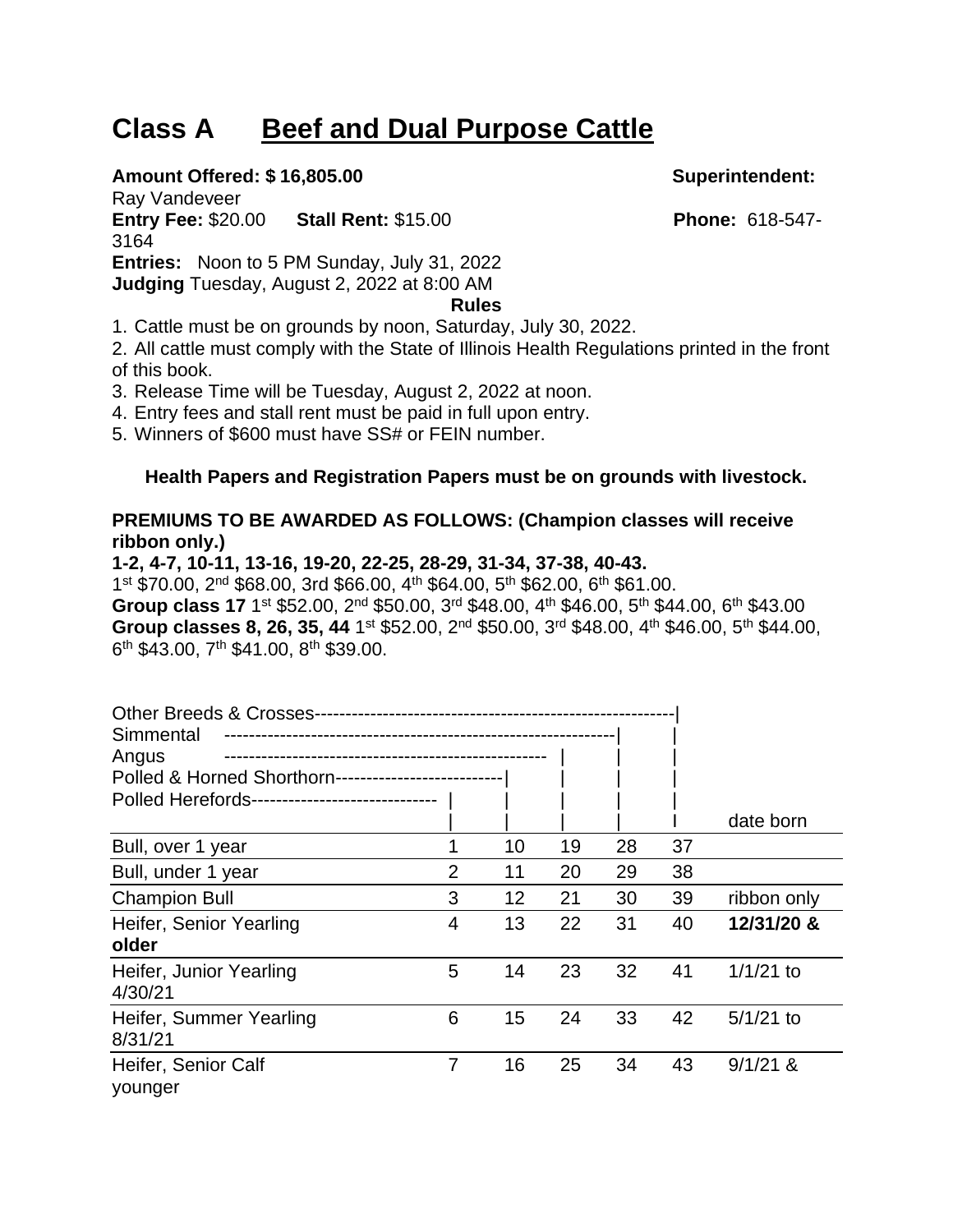# Class A Beef and Dual Purpose Cattle

**Amount Offered: $ 16,805.00** **Superintendent:** Ray Vandeveer
**Entry Fee:** $20.00 **Stall Rent:** $15.00 **Phone:** 618-547-3164
**Entries:** Noon to 5 PM Sunday, July 31, 2022
**Judging** Tuesday, August 2, 2022 at 8:00 AM

**Rules**

1. Cattle must be on grounds by noon, Saturday, July 30, 2022.
2. All cattle must comply with the State of Illinois Health Regulations printed in the front of this book.
3. Release Time will be Tuesday, August 2, 2022 at noon.
4. Entry fees and stall rent must be paid in full upon entry.
5. Winners of $600 must have SS# or FEIN number.

**Health Papers and Registration Papers must be on grounds with livestock.**

**PREMIUMS TO BE AWARDED AS FOLLOWS: (Champion classes will receive ribbon only.)**

**1-2, 4-7, 10-11, 13-16, 19-20, 22-25, 28-29, 31-34, 37-38, 40-43.**
1st $70.00, 2nd $68.00, 3rd $66.00, 4th $64.00, 5th $62.00, 6th $61.00.
**Group class 17** 1st $52.00, 2nd $50.00, 3rd $48.00, 4th $46.00, 5th $44.00, 6th $43.00
**Group classes 8, 26, 35, 44** 1st $52.00, 2nd $50.00, 3rd $48.00, 4th $46.00, 5th $44.00, 6th $43.00, 7th $41.00, 8th $39.00.

| | Polled Herefords | Polled & Horned Shorthorn | Angus | Simmental | Other Breeds & Crosses | date born |
|---|---|---|---|---|---|---|
| Bull, over 1 year | 1 | 10 | 19 | 28 | 37 | |
| Bull, under 1 year | 2 | 11 | 20 | 29 | 38 | |
| Champion Bull | 3 | 12 | 21 | 30 | 39 | ribbon only |
| Heifer, Senior Yearling | 4 | 13 | 22 | 31 | 40 | **12/31/20 & older** |
| Heifer, Junior Yearling | 5 | 14 | 23 | 32 | 41 | 1/1/21 to 4/30/21 |
| Heifer, Summer Yearling | 6 | 15 | 24 | 33 | 42 | 5/1/21 to 8/31/21 |
| Heifer, Senior Calf | 7 | 16 | 25 | 34 | 43 | 9/1/21 & younger |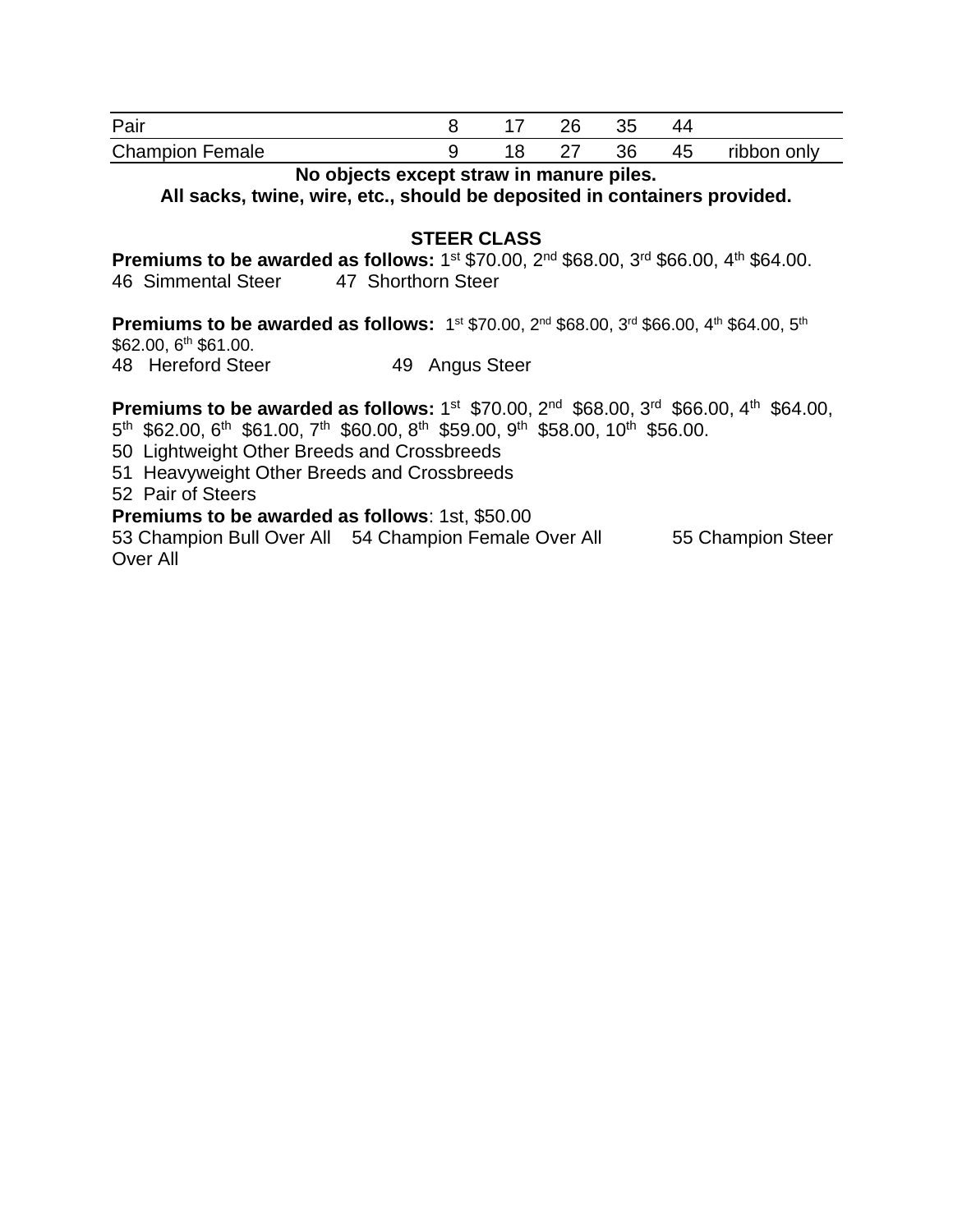| | | | | | | |
|---|---|---|---|---|---|---|
| Pair | 8 | 17 | 26 | 35 | 44 | |
| Champion Female | 9 | 18 | 27 | 36 | 45 | ribbon only |

**No objects except straw in manure piles.**
**All sacks, twine, wire, etc., should be deposited in containers provided.**

**STEER CLASS**

**Premiums to be awarded as follows:** 1st $70.00, 2nd $68.00, 3rd $66.00, 4th $64.00.
46 Simmental Steer 47 Shorthorn Steer

**Premiums to be awarded as follows:** 1st $70.00, 2nd $68.00, 3rd $66.00, 4th $64.00, 5th $62.00, 6th $61.00.
48 Hereford Steer 49 Angus Steer

**Premiums to be awarded as follows:** 1st $70.00, 2nd $68.00, 3rd $66.00, 4th $64.00, 5th $62.00, 6th $61.00, 7th $60.00, 8th $59.00, 9th $58.00, 10th $56.00.
50 Lightweight Other Breeds and Crossbreeds
51 Heavyweight Other Breeds and Crossbreeds
52 Pair of Steers

**Premiums to be awarded as follows**: 1st, $50.00
53 Champion Bull Over All 54 Champion Female Over All 55 Champion Steer Over All